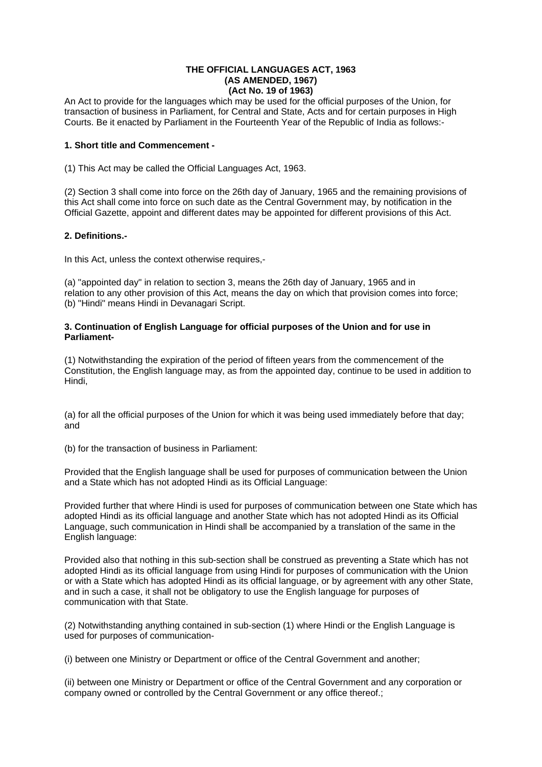# THE OFFICIAL LANGUAGES ACT, 1963
## (AS AMENDED, 1967)
## (Act No. 19 of 1963)

An Act to provide for the languages which may be used for the official purposes of the Union, for transaction of business in Parliament, for Central and State, Acts and for certain purposes in High Courts. Be it enacted by Parliament in the Fourteenth Year of the Republic of India as follows:-

**1. Short title and Commencement -**

(1) This Act may be called the Official Languages Act, 1963.

(2) Section 3 shall come into force on the 26th day of January, 1965 and the remaining provisions of this Act shall come into force on such date as the Central Government may, by notification in the Official Gazette, appoint and different dates may be appointed for different provisions of this Act.

**2. Definitions.-**

In this Act, unless the context otherwise requires,-

(a) "appointed day" in relation to section 3, means the 26th day of January, 1965 and in relation to any other provision of this Act, means the day on which that provision comes into force;
(b) "Hindi" means Hindi in Devanagari Script.

**3. Continuation of English Language for official purposes of the Union and for use in Parliament-**

(1) Notwithstanding the expiration of the period of fifteen years from the commencement of the Constitution, the English language may, as from the appointed day, continue to be used in addition to Hindi,

(a) for all the official purposes of the Union for which it was being used immediately before that day; and

(b) for the transaction of business in Parliament:

Provided that the English language shall be used for purposes of communication between the Union and a State which has not adopted Hindi as its Official Language:

Provided further that where Hindi is used for purposes of communication between one State which has adopted Hindi as its official language and another State which has not adopted Hindi as its Official Language, such communication in Hindi shall be accompanied by a translation of the same in the English language:

Provided also that nothing in this sub-section shall be construed as preventing a State which has not adopted Hindi as its official language from using Hindi for purposes of communication with the Union or with a State which has adopted Hindi as its official language, or by agreement with any other State, and in such a case, it shall not be obligatory to use the English language for purposes of communication with that State.

(2) Notwithstanding anything contained in sub-section (1) where Hindi or the English Language is used for purposes of communication-

(i) between one Ministry or Department or office of the Central Government and another;

(ii) between one Ministry or Department or office of the Central Government and any corporation or company owned or controlled by the Central Government or any office thereof.;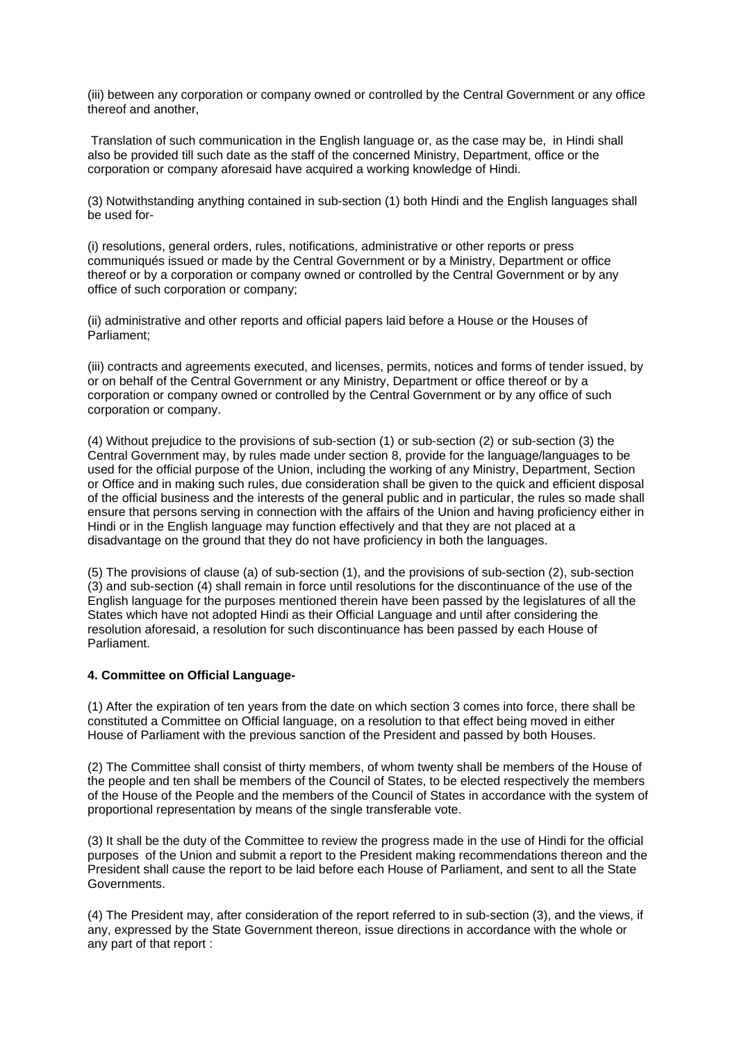(iii) between any corporation or company owned or controlled by the Central Government or any office thereof and another,

Translation of such communication in the English language or, as the case may be, in Hindi shall also be provided till such date as the staff of the concerned Ministry, Department, office or the corporation or company aforesaid have acquired a working knowledge of Hindi.

(3) Notwithstanding anything contained in sub-section (1) both Hindi and the English languages shall be used for-

(i) resolutions, general orders, rules, notifications, administrative or other reports or press communiqués issued or made by the Central Government or by a Ministry, Department or office thereof or by a corporation or company owned or controlled by the Central Government or by any office of such corporation or company;

(ii) administrative and other reports and official papers laid before a House or the Houses of Parliament;

(iii) contracts and agreements executed, and licenses, permits, notices and forms of tender issued, by or on behalf of the Central Government or any Ministry, Department or office thereof or by a corporation or company owned or controlled by the Central Government or by any office of such corporation or company.

(4) Without prejudice to the provisions of sub-section (1) or sub-section (2) or sub-section (3) the Central Government may, by rules made under section 8, provide for the language/languages to be used for the official purpose of the Union, including the working of any Ministry, Department, Section or Office and in making such rules, due consideration shall be given to the quick and efficient disposal of the official business and the interests of the general public and in particular, the rules so made shall ensure that persons serving in connection with the affairs of the Union and having proficiency either in Hindi or in the English language may function effectively and that they are not placed at a disadvantage on the ground that they do not have proficiency in both the languages.

(5) The provisions of clause (a) of sub-section (1), and the provisions of sub-section (2), sub-section (3) and sub-section (4) shall remain in force until resolutions for the discontinuance of the use of the English language for the purposes mentioned therein have been passed by the legislatures of all the States which have not adopted Hindi as their Official Language and until after considering the resolution aforesaid, a resolution for such discontinuance has been passed by each House of Parliament.

**4. Committee on Official Language-**

(1) After the expiration of ten years from the date on which section 3 comes into force, there shall be constituted a Committee on Official language, on a resolution to that effect being moved in either House of Parliament with the previous sanction of the President and passed by both Houses.

(2) The Committee shall consist of thirty members, of whom twenty shall be members of the House of the people and ten shall be members of the Council of States, to be elected respectively the members of the House of the People and the members of the Council of States in accordance with the system of proportional representation by means of the single transferable vote.

(3) It shall be the duty of the Committee to review the progress made in the use of Hindi for the official purposes of the Union and submit a report to the President making recommendations thereon and the President shall cause the report to be laid before each House of Parliament, and sent to all the State Governments.

(4) The President may, after consideration of the report referred to in sub-section (3), and the views, if any, expressed by the State Government thereon, issue directions in accordance with the whole or any part of that report :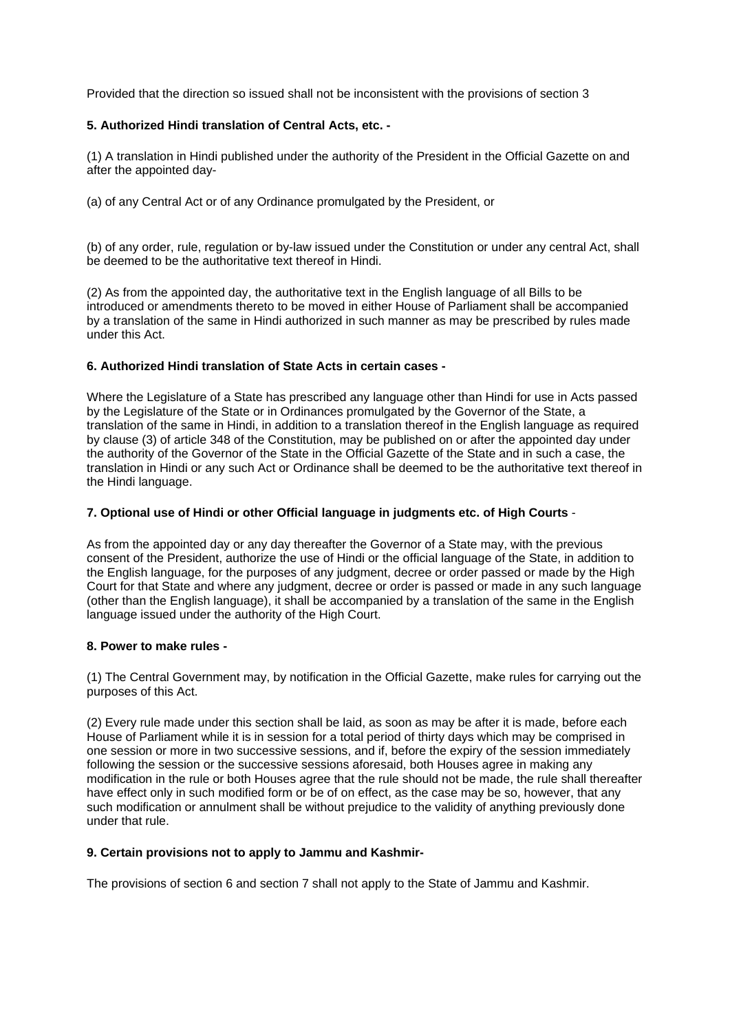Provided that the direction so issued shall not be inconsistent with the provisions of section 3

**5. Authorized Hindi translation of Central Acts, etc. -**

(1) A translation in Hindi published under the authority of the President in the Official Gazette on and after the appointed day-

(a) of any Central Act or of any Ordinance promulgated by the President, or

(b) of any order, rule, regulation or by-law issued under the Constitution or under any central Act, shall be deemed to be the authoritative text thereof in Hindi.

(2) As from the appointed day, the authoritative text in the English language of all Bills to be introduced or amendments thereto to be moved in either House of Parliament shall be accompanied by a translation of the same in Hindi authorized in such manner as may be prescribed by rules made under this Act.

**6. Authorized Hindi translation of State Acts in certain cases -**

Where the Legislature of a State has prescribed any language other than Hindi for use in Acts passed by the Legislature of the State or in Ordinances promulgated by the Governor of the State, a translation of the same in Hindi, in addition to a translation thereof in the English language as required by clause (3) of article 348 of the Constitution, may be published on or after the appointed day under the authority of the Governor of the State in the Official Gazette of the State and in such a case, the translation in Hindi or any such Act or Ordinance shall be deemed to be the authoritative text thereof in the Hindi language.

**7. Optional use of Hindi or other Official language in judgments etc. of High Courts** -

As from the appointed day or any day thereafter the Governor of a State may, with the previous consent of the President, authorize the use of Hindi or the official language of the State, in addition to the English language, for the purposes of any judgment, decree or order passed or made by the High Court for that State and where any judgment, decree or order is passed or made in any such language (other than the English language), it shall be accompanied by a translation of the same in the English language issued under the authority of the High Court.

**8. Power to make rules -**

(1) The Central Government may, by notification in the Official Gazette, make rules for carrying out the purposes of this Act.

(2) Every rule made under this section shall be laid, as soon as may be after it is made, before each House of Parliament while it is in session for a total period of thirty days which may be comprised in one session or more in two successive sessions, and if, before the expiry of the session immediately following the session or the successive sessions aforesaid, both Houses agree in making any modification in the rule or both Houses agree that the rule should not be made, the rule shall thereafter have effect only in such modified form or be of on effect, as the case may be so, however, that any such modification or annulment shall be without prejudice to the validity of anything previously done under that rule.

**9. Certain provisions not to apply to Jammu and Kashmir-**

The provisions of section 6 and section 7 shall not apply to the State of Jammu and Kashmir.